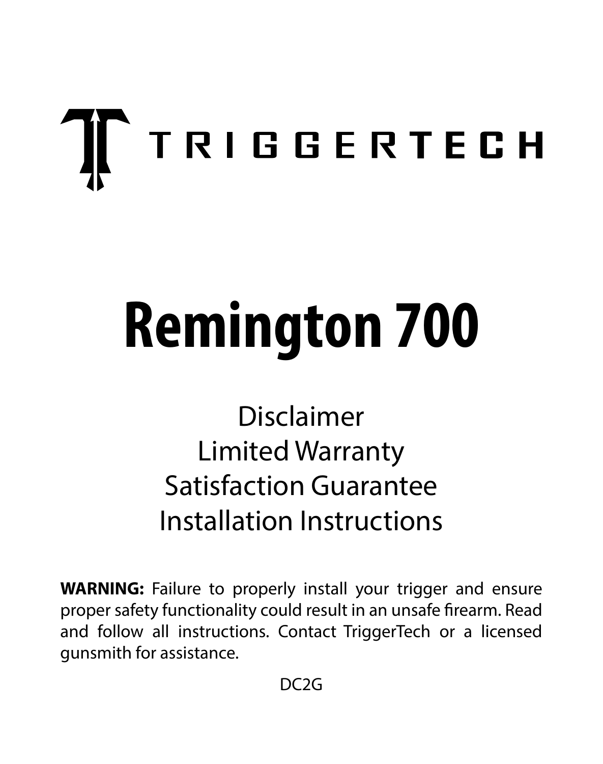# TRIGGERTECH

# Remington 700

Disclaimer
Limited Warranty
Satisfaction Guarantee
Installation Instructions

**WARNING:** Failure to properly install your trigger and ensure proper safety functionality could result in an unsafe firearm. Read and follow all instructions. Contact TriggerTech or a licensed gunsmith for assistance.

DC2G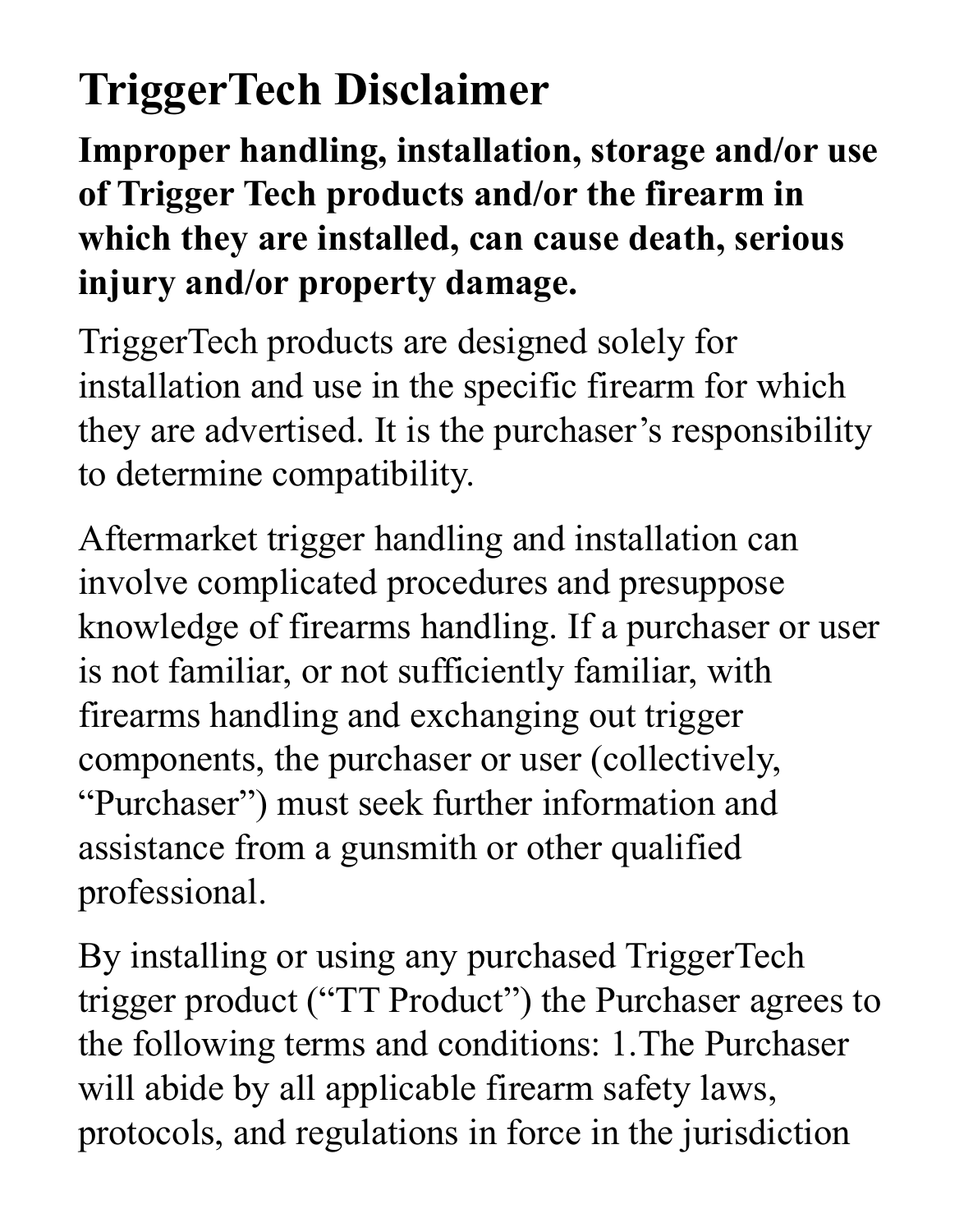# TriggerTech Disclaimer

**Improper handling, installation, storage and/or use of Trigger Tech products and/or the firearm in which they are installed, can cause death, serious injury and/or property damage.**

TriggerTech products are designed solely for installation and use in the specific firearm for which they are advertised. It is the purchaser's responsibility to determine compatibility.

Aftermarket trigger handling and installation can involve complicated procedures and presuppose knowledge of firearms handling. If a purchaser or user is not familiar, or not sufficiently familiar, with firearms handling and exchanging out trigger components, the purchaser or user (collectively, "Purchaser") must seek further information and assistance from a gunsmith or other qualified professional.

By installing or using any purchased TriggerTech trigger product ("TT Product") the Purchaser agrees to the following terms and conditions: 1.The Purchaser will abide by all applicable firearm safety laws, protocols, and regulations in force in the jurisdiction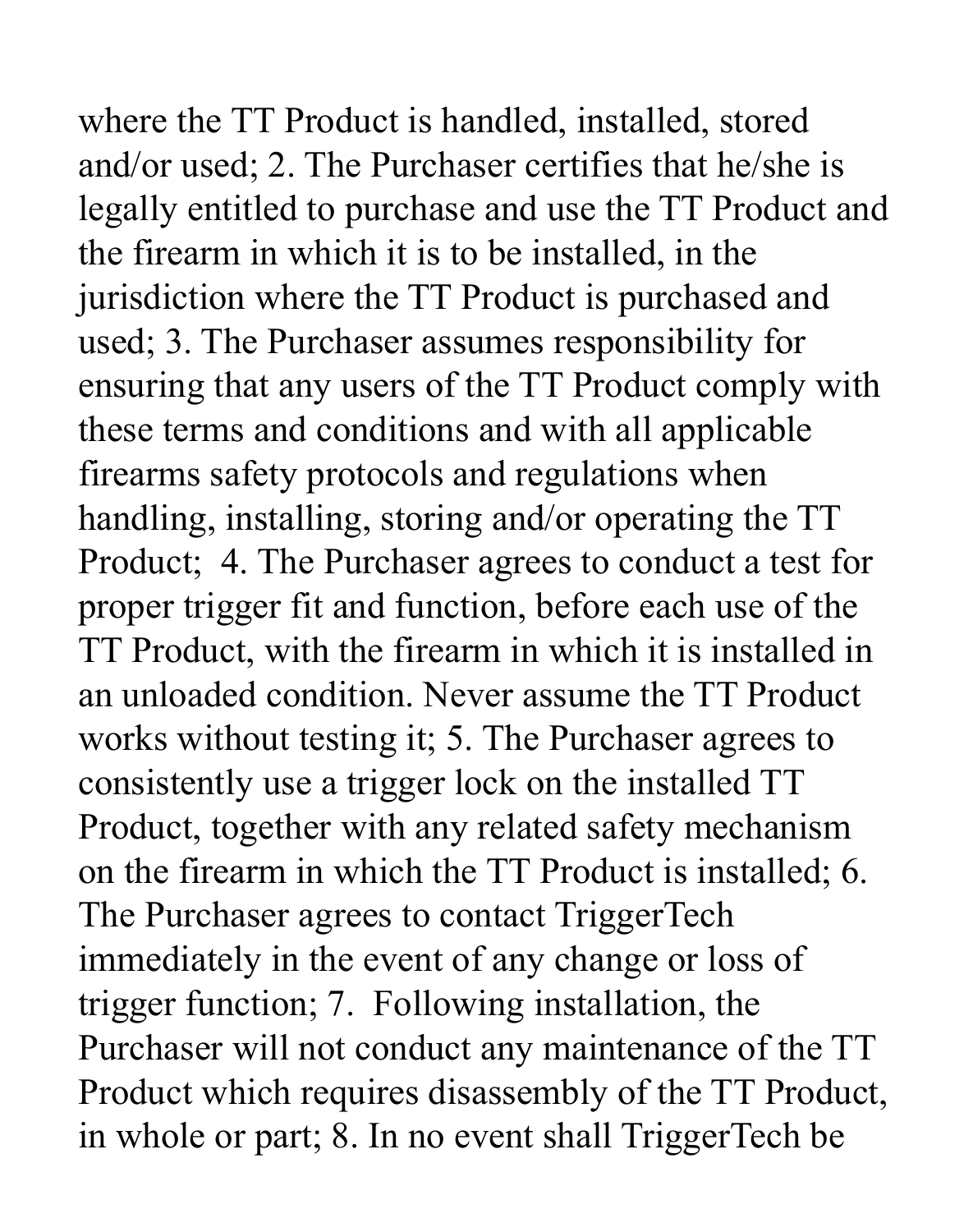where the TT Product is handled, installed, stored and/or used; 2. The Purchaser certifies that he/she is legally entitled to purchase and use the TT Product and the firearm in which it is to be installed, in the jurisdiction where the TT Product is purchased and used; 3. The Purchaser assumes responsibility for ensuring that any users of the TT Product comply with these terms and conditions and with all applicable firearms safety protocols and regulations when handling, installing, storing and/or operating the TT Product; 4. The Purchaser agrees to conduct a test for proper trigger fit and function, before each use of the TT Product, with the firearm in which it is installed in an unloaded condition. Never assume the TT Product works without testing it; 5. The Purchaser agrees to consistently use a trigger lock on the installed TT Product, together with any related safety mechanism on the firearm in which the TT Product is installed; 6. The Purchaser agrees to contact TriggerTech immediately in the event of any change or loss of trigger function; 7. Following installation, the Purchaser will not conduct any maintenance of the TT Product which requires disassembly of the TT Product, in whole or part; 8. In no event shall TriggerTech be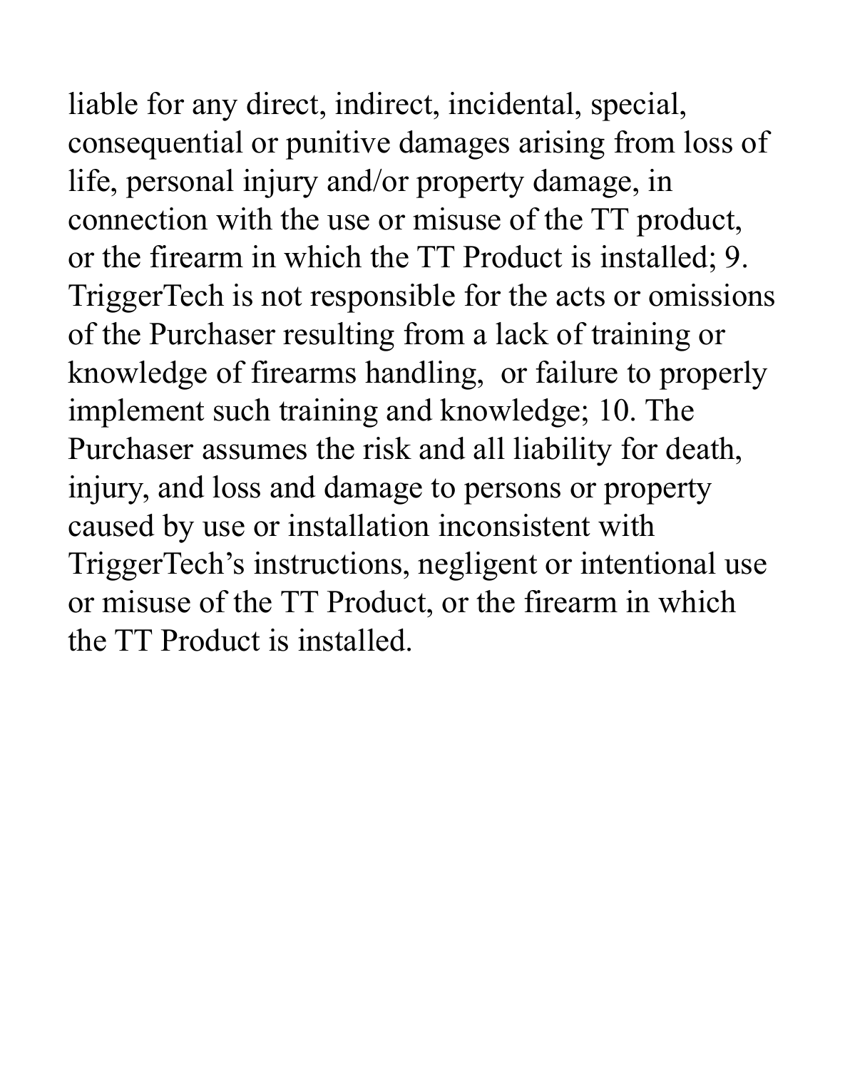liable for any direct, indirect, incidental, special, consequential or punitive damages arising from loss of life, personal injury and/or property damage, in connection with the use or misuse of the TT product, or the firearm in which the TT Product is installed; 9. TriggerTech is not responsible for the acts or omissions of the Purchaser resulting from a lack of training or knowledge of firearms handling, or failure to properly implement such training and knowledge; 10. The Purchaser assumes the risk and all liability for death, injury, and loss and damage to persons or property caused by use or installation inconsistent with TriggerTech's instructions, negligent or intentional use or misuse of the TT Product, or the firearm in which the TT Product is installed.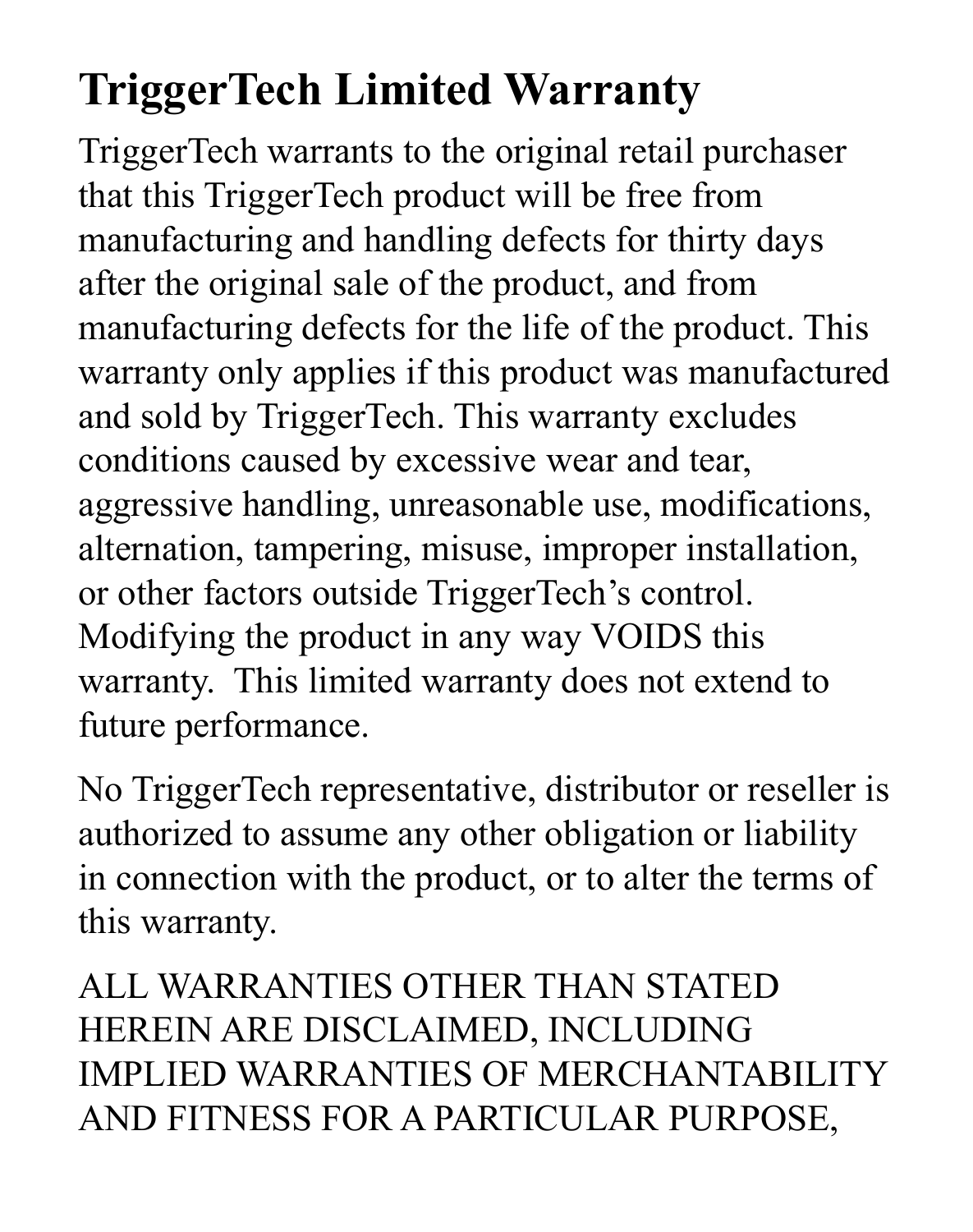# TriggerTech Limited Warranty

TriggerTech warrants to the original retail purchaser that this TriggerTech product will be free from manufacturing and handling defects for thirty days after the original sale of the product, and from manufacturing defects for the life of the product. This warranty only applies if this product was manufactured and sold by TriggerTech. This warranty excludes conditions caused by excessive wear and tear, aggressive handling, unreasonable use, modifications, alternation, tampering, misuse, improper installation, or other factors outside TriggerTech's control. Modifying the product in any way VOIDS this warranty. This limited warranty does not extend to future performance.

No TriggerTech representative, distributor or reseller is authorized to assume any other obligation or liability in connection with the product, or to alter the terms of this warranty.

ALL WARRANTIES OTHER THAN STATED HEREIN ARE DISCLAIMED, INCLUDING IMPLIED WARRANTIES OF MERCHANTABILITY AND FITNESS FOR A PARTICULAR PURPOSE,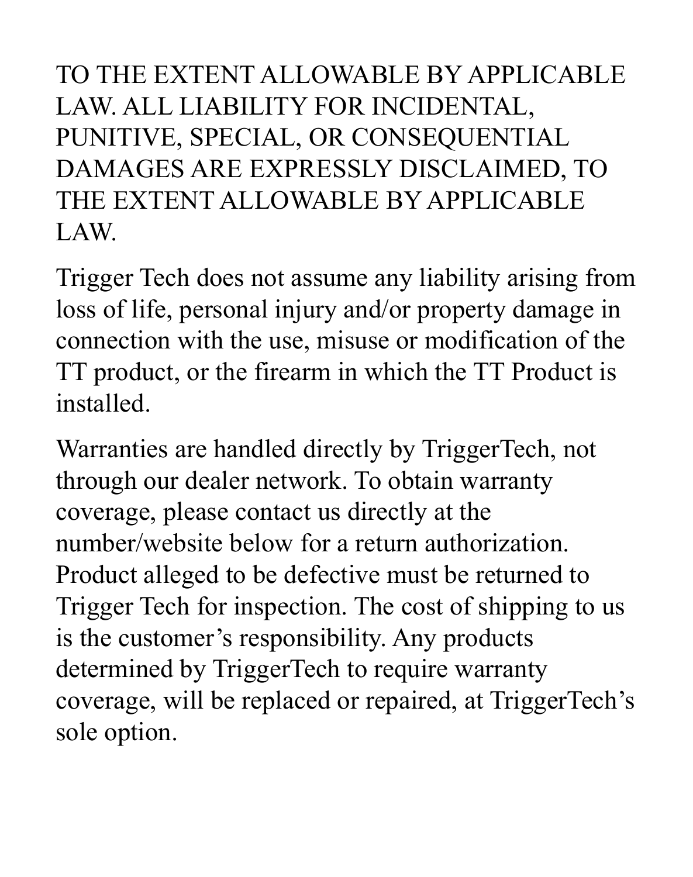TO THE EXTENT ALLOWABLE BY APPLICABLE LAW. ALL LIABILITY FOR INCIDENTAL, PUNITIVE, SPECIAL, OR CONSEQUENTIAL DAMAGES ARE EXPRESSLY DISCLAIMED, TO THE EXTENT ALLOWABLE BY APPLICABLE LAW.

Trigger Tech does not assume any liability arising from loss of life, personal injury and/or property damage in connection with the use, misuse or modification of the TT product, or the firearm in which the TT Product is installed.

Warranties are handled directly by TriggerTech, not through our dealer network. To obtain warranty coverage, please contact us directly at the number/website below for a return authorization. Product alleged to be defective must be returned to Trigger Tech for inspection. The cost of shipping to us is the customer's responsibility. Any products determined by TriggerTech to require warranty coverage, will be replaced or repaired, at TriggerTech's sole option.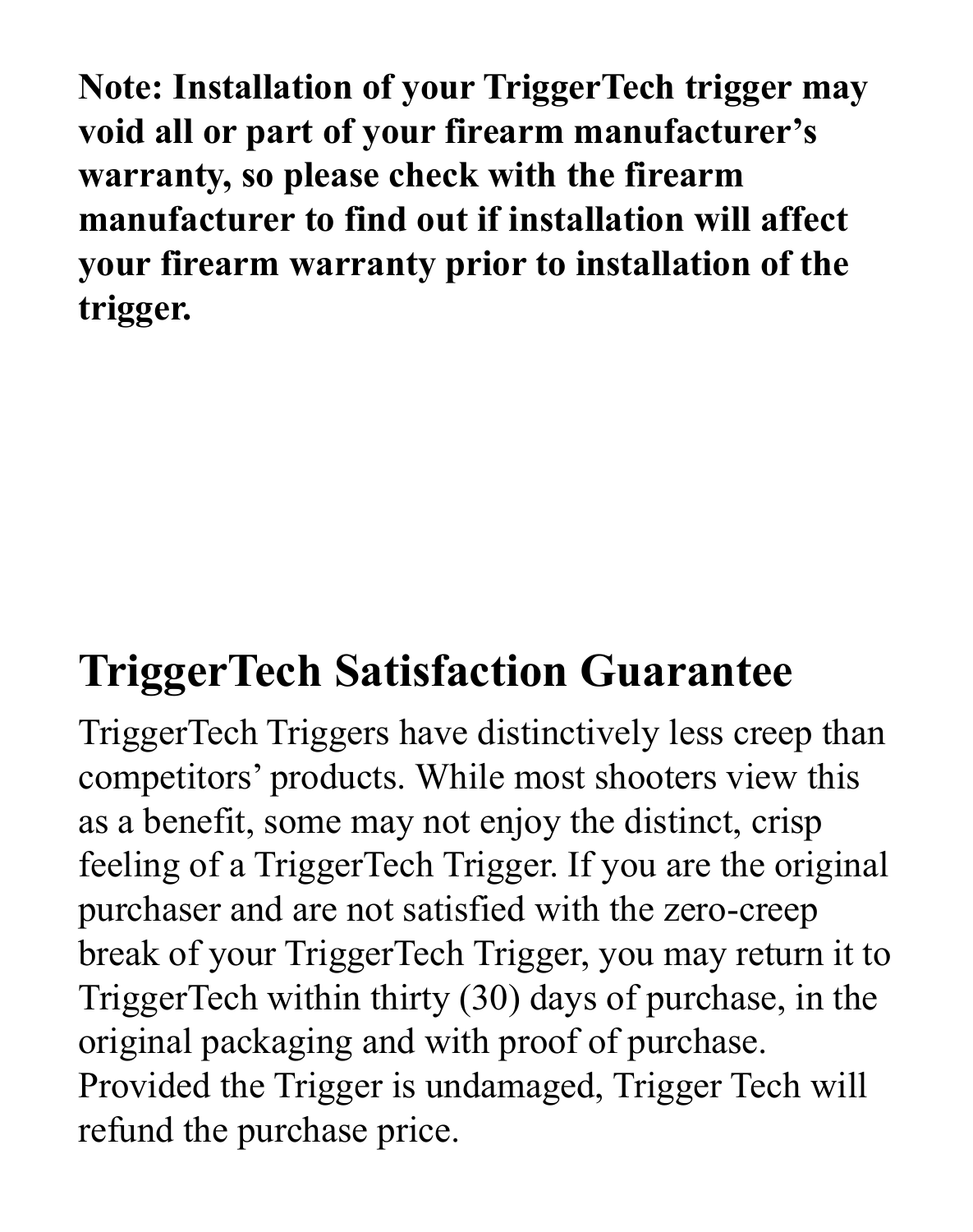**Note: Installation of your TriggerTech trigger may void all or part of your firearm manufacturer's warranty, so please check with the firearm manufacturer to find out if installation will affect your firearm warranty prior to installation of the trigger.**

## TriggerTech Satisfaction Guarantee

TriggerTech Triggers have distinctively less creep than competitors' products. While most shooters view this as a benefit, some may not enjoy the distinct, crisp feeling of a TriggerTech Trigger. If you are the original purchaser and are not satisfied with the zero-creep break of your TriggerTech Trigger, you may return it to TriggerTech within thirty (30) days of purchase, in the original packaging and with proof of purchase. Provided the Trigger is undamaged, Trigger Tech will refund the purchase price.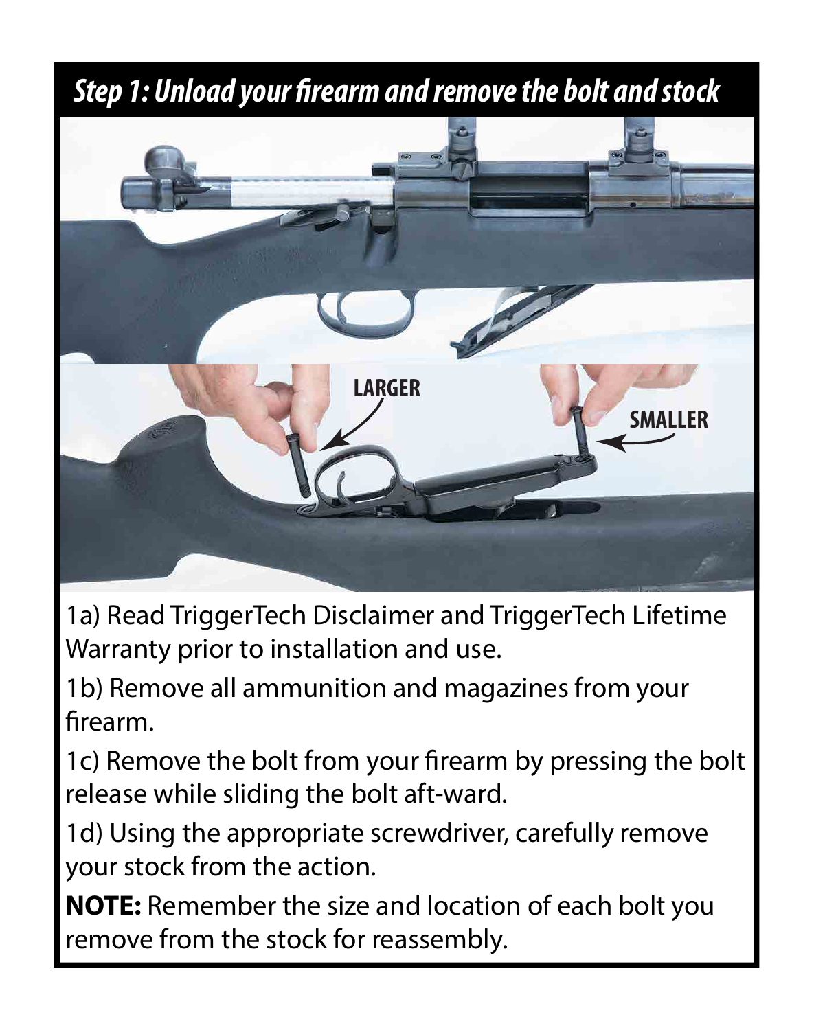## Step 1: Unload your firearm and remove the bolt and stock

LARGER

SMALLER

1a) Read TriggerTech Disclaimer and TriggerTech Lifetime Warranty prior to installation and use.

1b) Remove all ammunition and magazines from your firearm.

1c) Remove the bolt from your firearm by pressing the bolt release while sliding the bolt aft-ward.

1d) Using the appropriate screwdriver, carefully remove your stock from the action.

**NOTE:** Remember the size and location of each bolt you remove from the stock for reassembly.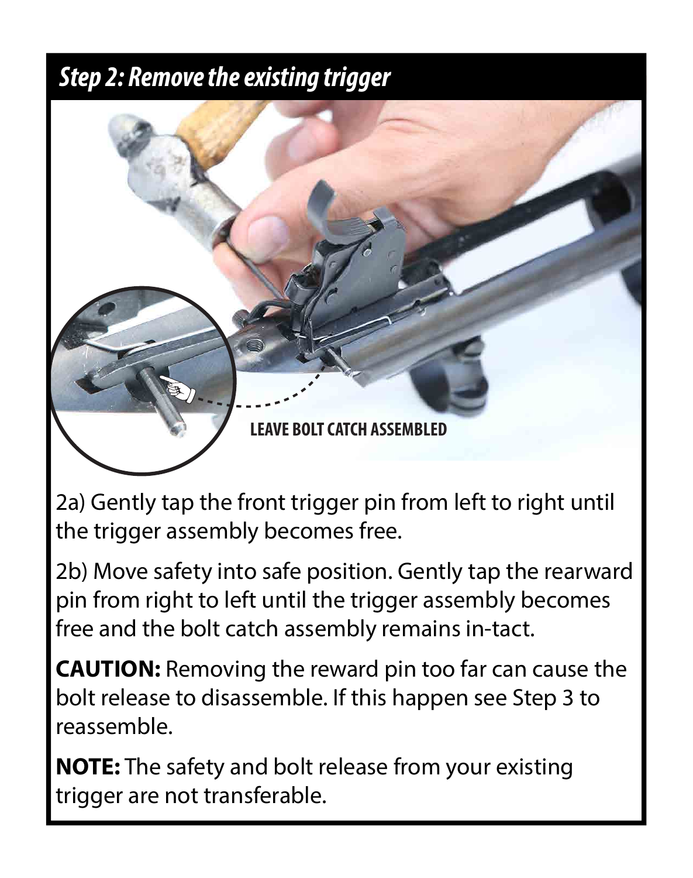## Step 2: Remove the existing trigger

LEAVE BOLT CATCH ASSEMBLED

2a) Gently tap the front trigger pin from left to right until the trigger assembly becomes free.

2b) Move safety into safe position. Gently tap the rearward pin from right to left until the trigger assembly becomes free and the bolt catch assembly remains in-tact.

**CAUTION:** Removing the reward pin too far can cause the bolt release to disassemble. If this happen see Step 3 to reassemble.

**NOTE:** The safety and bolt release from your existing trigger are not transferable.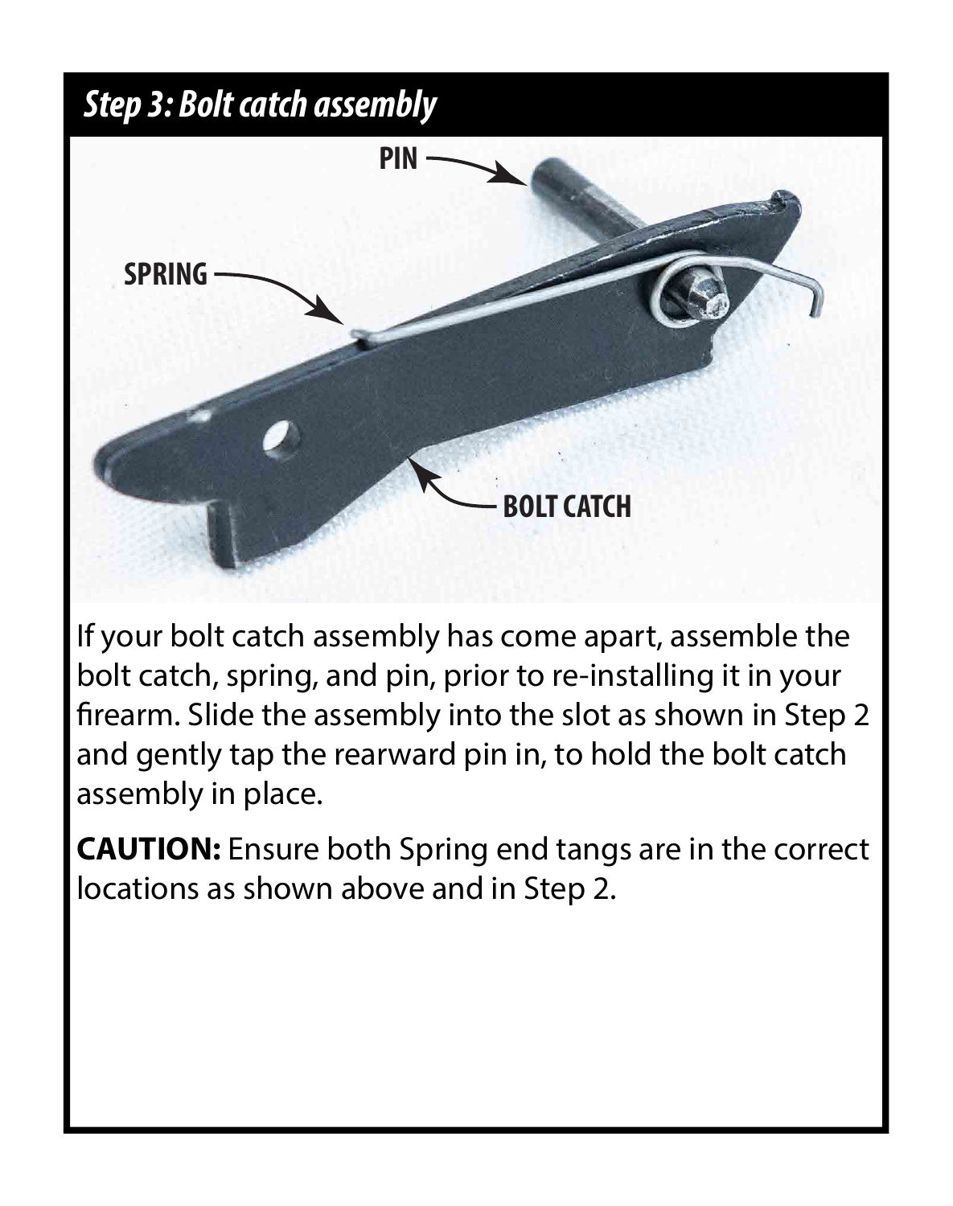## *Step 3: Bolt catch assembly*

PIN

SPRING

BOLT CATCH

If your bolt catch assembly has come apart, assemble the bolt catch, spring, and pin, prior to re-installing it in your firearm. Slide the assembly into the slot as shown in Step 2 and gently tap the rearward pin in, to hold the bolt catch assembly in place.

**CAUTION:** Ensure both Spring end tangs are in the correct locations as shown above and in Step 2.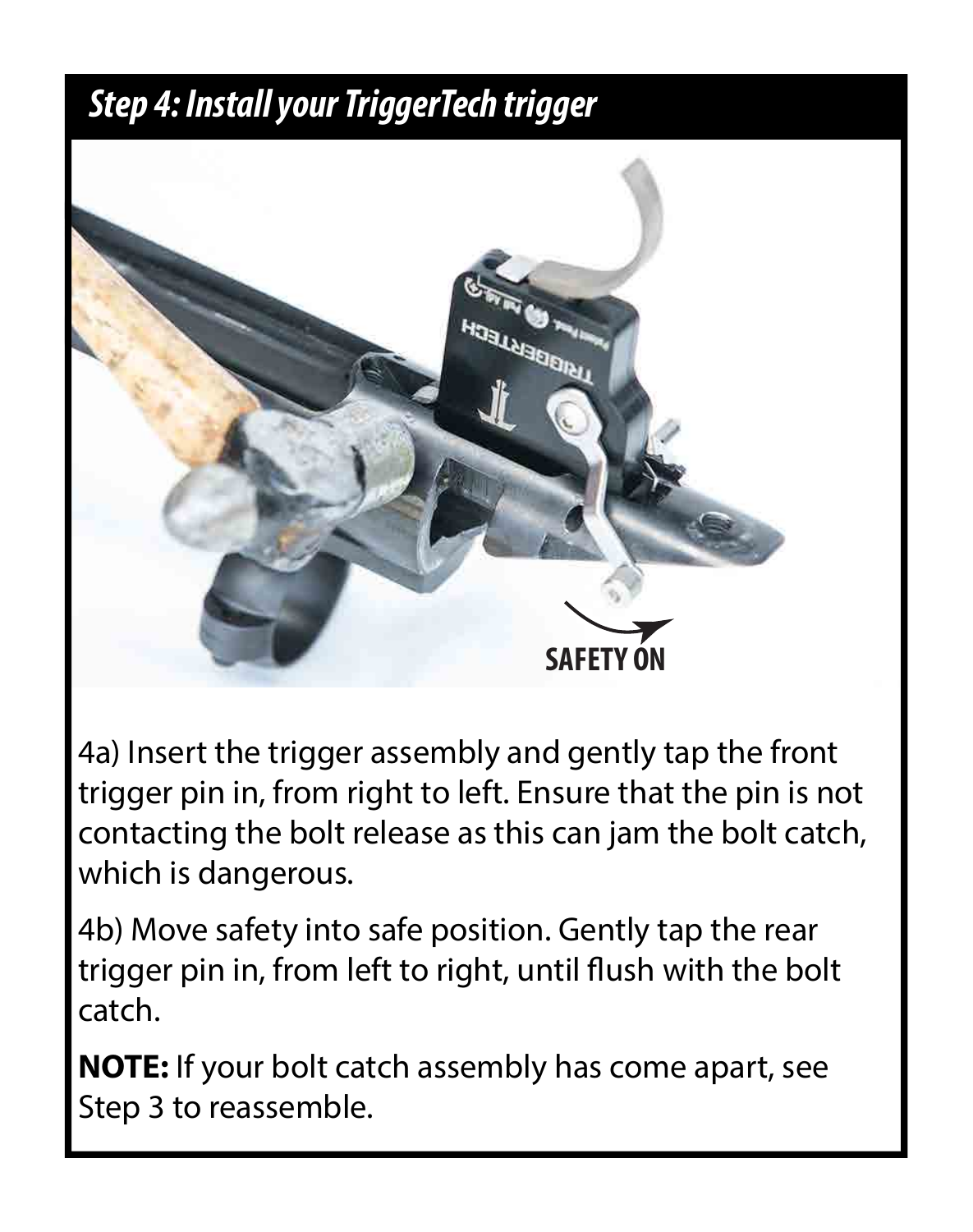## *Step 4: Install your TriggerTech trigger*

4a) Insert the trigger assembly and gently tap the front trigger pin in, from right to left. Ensure that the pin is not contacting the bolt release as this can jam the bolt catch, which is dangerous.

4b) Move safety into safe position. Gently tap the rear trigger pin in, from left to right, until flush with the bolt catch.

**NOTE:** If your bolt catch assembly has come apart, see Step 3 to reassemble.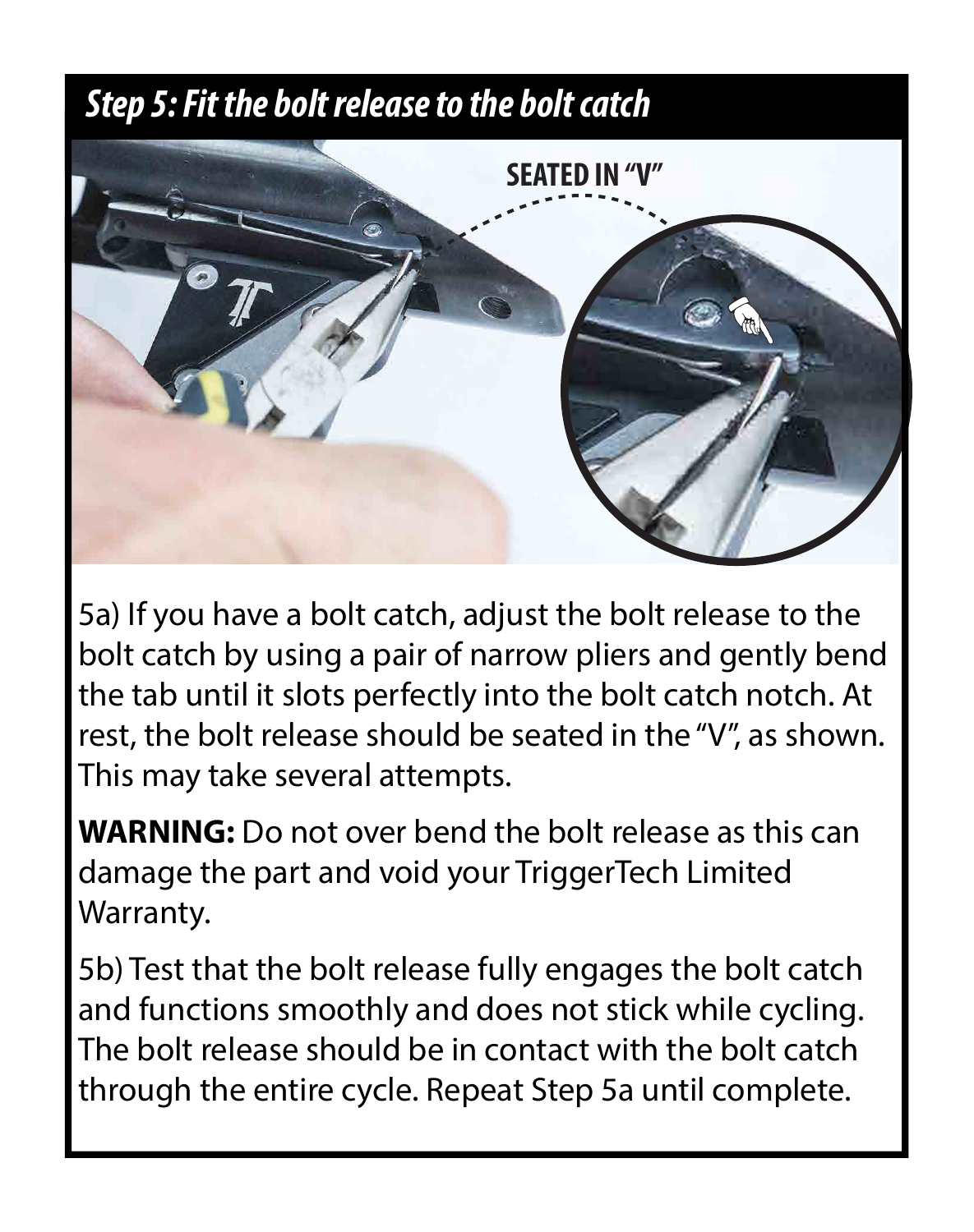## *Step 5: Fit the bolt release to the bolt catch*

SEATED IN "V"

5a) If you have a bolt catch, adjust the bolt release to the bolt catch by using a pair of narrow pliers and gently bend the tab until it slots perfectly into the bolt catch notch. At rest, the bolt release should be seated in the "V", as shown. This may take several attempts.

**WARNING:** Do not over bend the bolt release as this can damage the part and void your TriggerTech Limited Warranty.

5b) Test that the bolt release fully engages the bolt catch and functions smoothly and does not stick while cycling. The bolt release should be in contact with the bolt catch through the entire cycle. Repeat Step 5a until complete.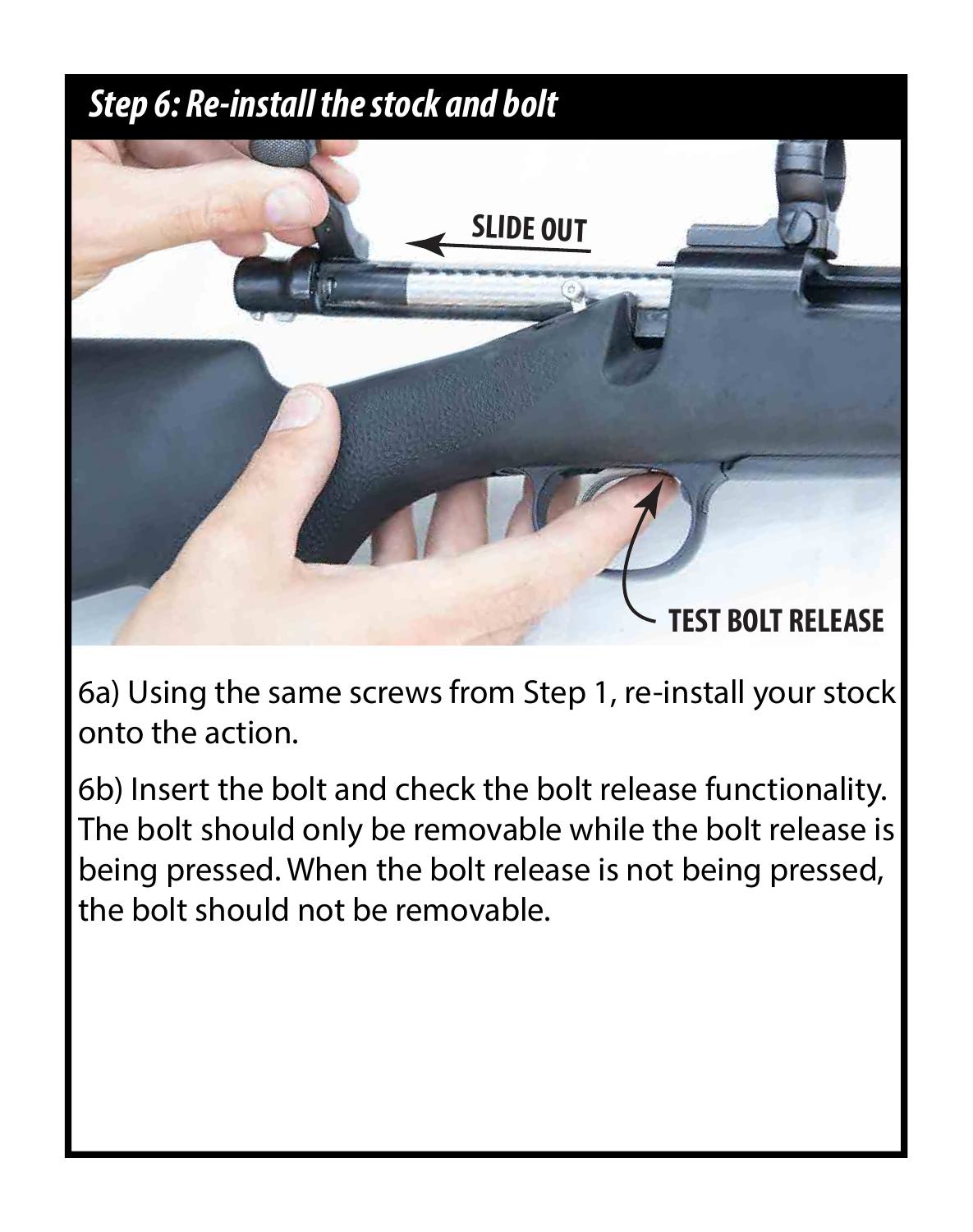## Step 6: Re-install the stock and bolt

SLIDE OUT

TEST BOLT RELEASE

6a) Using the same screws from Step 1, re-install your stock onto the action.

6b) Insert the bolt and check the bolt release functionality. The bolt should only be removable while the bolt release is being pressed. When the bolt release is not being pressed, the bolt should not be removable.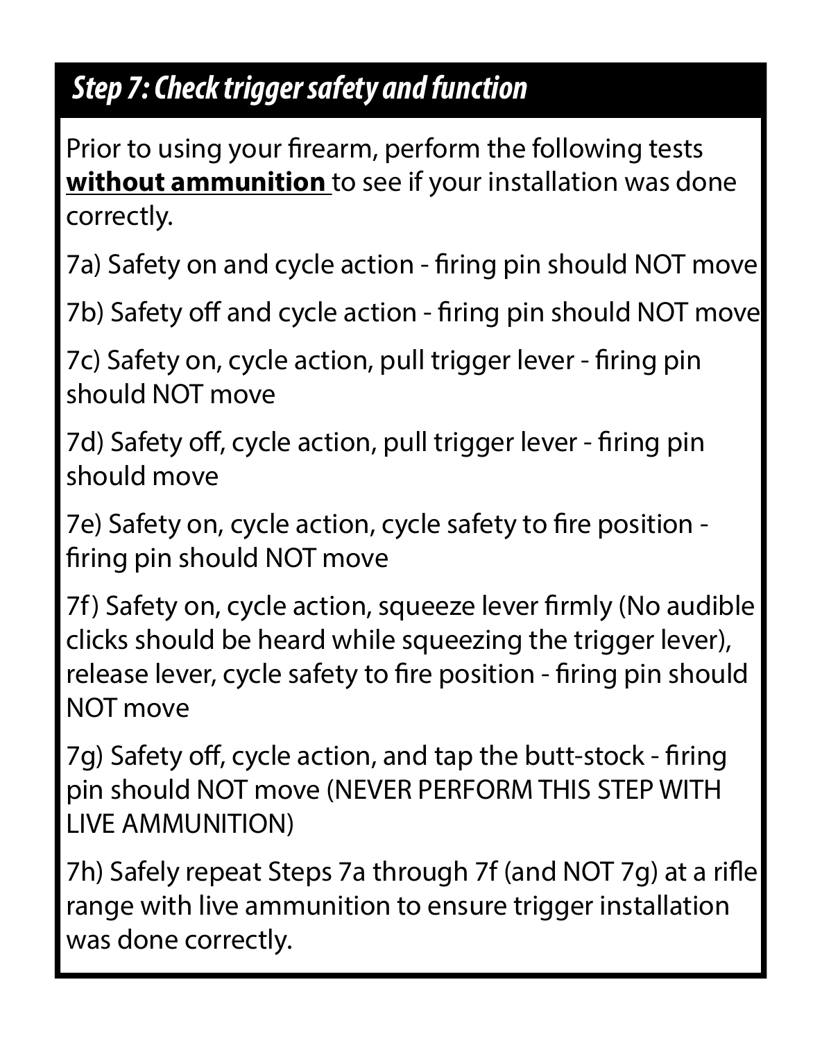## *Step 7: Check trigger safety and function*

Prior to using your firearm, perform the following tests **without ammunition** to see if your installation was done correctly.

7a) Safety on and cycle action - firing pin should NOT move

7b) Safety off and cycle action - firing pin should NOT move

7c) Safety on, cycle action, pull trigger lever - firing pin should NOT move

7d) Safety off, cycle action, pull trigger lever - firing pin should move

7e) Safety on, cycle action, cycle safety to fire position - firing pin should NOT move

7f ) Safety on, cycle action, squeeze lever firmly (No audible clicks should be heard while squeezing the trigger lever), release lever, cycle safety to fire position - firing pin should NOT move

7g) Safety off, cycle action, and tap the butt-stock - firing pin should NOT move (NEVER PERFORM THIS STEP WITH LIVE AMMUNITION)

7h) Safely repeat Steps 7a through 7f (and NOT 7g) at a rifle range with live ammunition to ensure trigger installation was done correctly.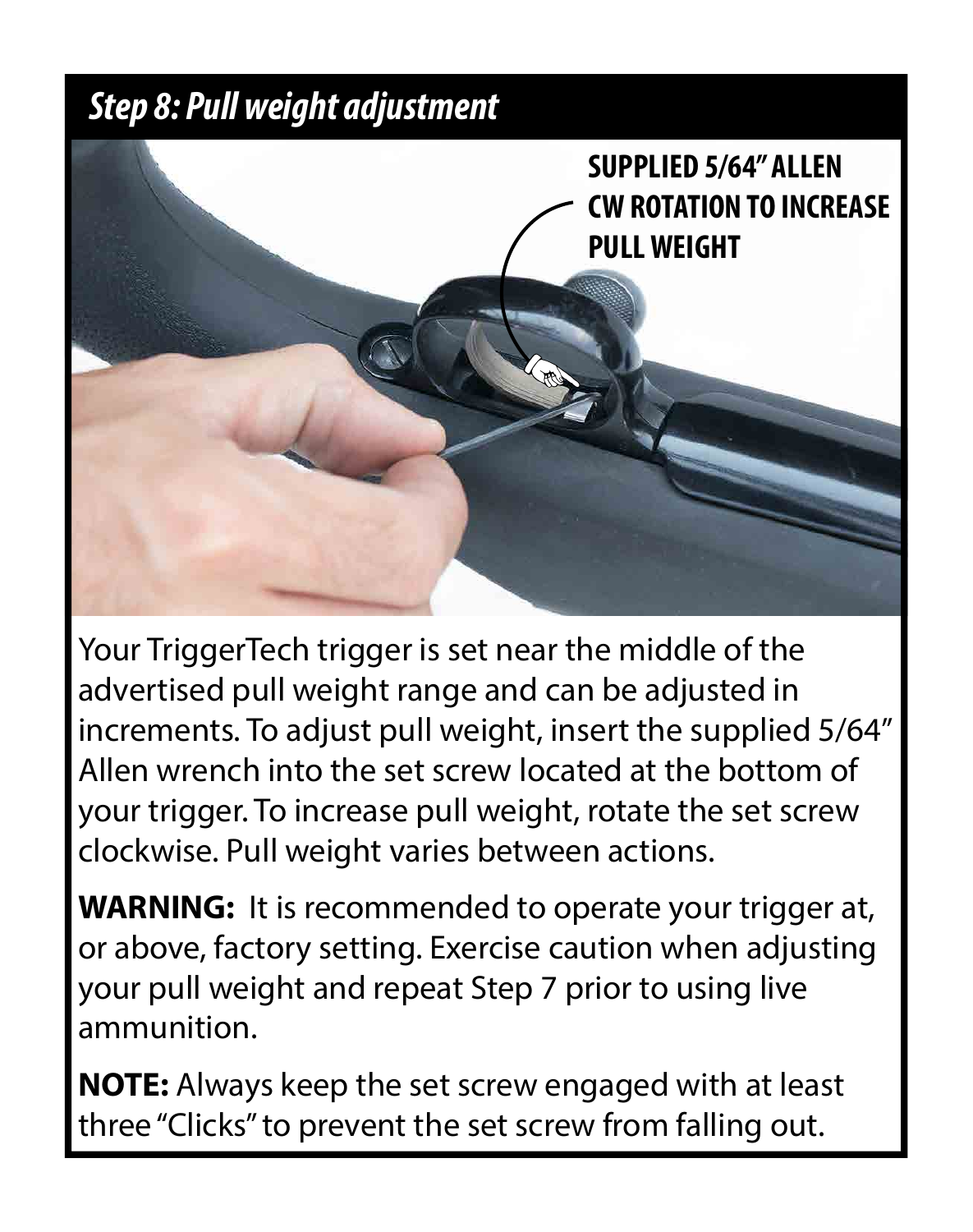## *Step 8: Pull weight adjustment*

**SUPPLIED 5/64" ALLEN CW ROTATION TO INCREASE PULL WEIGHT**

Your TriggerTech trigger is set near the middle of the advertised pull weight range and can be adjusted in increments. To adjust pull weight, insert the supplied 5/64" Allen wrench into the set screw located at the bottom of your trigger. To increase pull weight, rotate the set screw clockwise. Pull weight varies between actions.

**WARNING:** It is recommended to operate your trigger at, or above, factory setting. Exercise caution when adjusting your pull weight and repeat Step 7 prior to using live ammunition.

**NOTE:** Always keep the set screw engaged with at least three "Clicks" to prevent the set screw from falling out.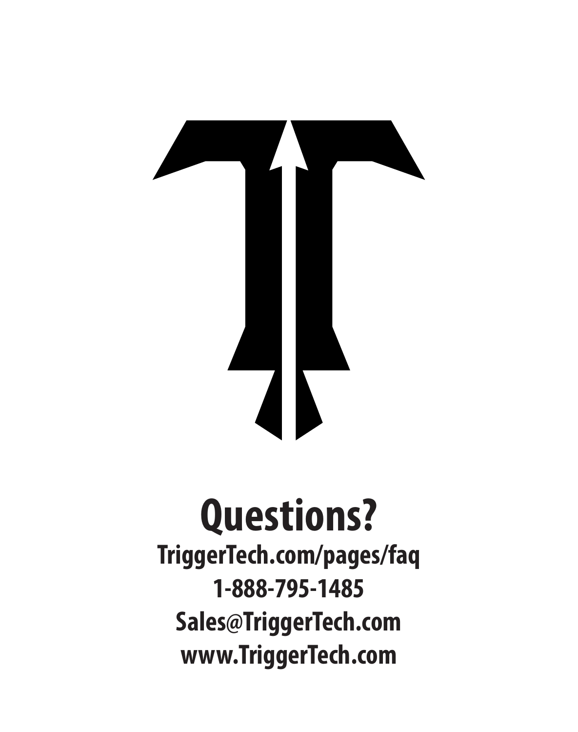# Questions?

**TriggerTech.com/pages/faq**

**1-888-795-1485**

**Sales@TriggerTech.com**

**www.TriggerTech.com**